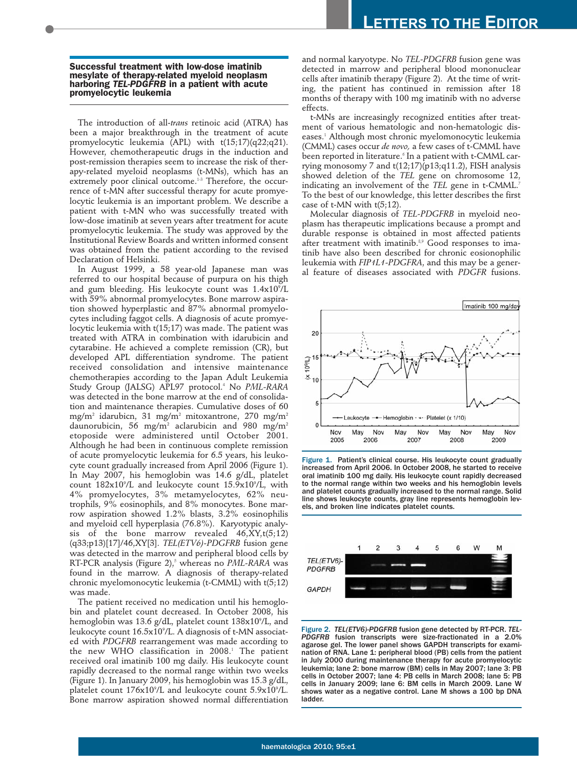## Successful treatment with low-dose imatinib mesylate of therapy-related myeloid neoplasm harboring *TEL-PDGFRB* in a patient with acute promyelocytic leukemia

The introduction of all-*trans* retinoic acid (ATRA) has been a major breakthrough in the treatment of acute promyelocytic leukemia (APL) with t(15;17)(q22;q21). However, chemotherapeutic drugs in the induction and post-remission therapies seem to increase the risk of therapy-related myeloid neoplasms (t-MNs), which has an extremely poor clinical outcome.[1-3] Therefore, the occurrence of t-MN after successful therapy for acute promyelocytic leukemia is an important problem. We describe a patient with t-MN who was successfully treated with low-dose imatinib at seven years after treatment for acute promyelocytic leukemia. The study was approved by the Institutional Review Boards and written informed consent was obtained from the patient according to the revised Declaration of Helsinki.

In August 1999, a 58 year-old Japanese man was referred to our hospital because of purpura on his thigh and gum bleeding. His leukocyte count was $1.4\times10^9$/L with 59% abnormal promyelocytes. Bone marrow aspiration showed hyperplastic and 87% abnormal promyelocytes including faggot cells. A diagnosis of acute promyelocytic leukemia with t(15;17) was made. The patient was treated with ATRA in combination with idarubicin and cytarabine. He achieved a complete remission (CR), but developed APL differentiation syndrome. The patient received consolidation and intensive maintenance chemotherapies according to the Japan Adult Leukemia Study Group (JALSG) APL97 protocol.[4] No *PML-RARA* was detected in the bone marrow at the end of consolidation and maintenance therapies. Cumulative doses of 60 mg/m$^2$ idarubicn, 31 mg/m$^2$ mitoxantrone, 270 mg/m$^2$ daunorubicin, 56 mg/m$^2$ aclarubicin and 980 mg/m$^2$ etoposide were administered until October 2001. Although he had been in continuous complete remission of acute promyelocytic leukemia for 6.5 years, his leukocyte count gradually increased from April 2006 (Figure 1). In May 2007, his hemoglobin was 14.6 g/dL, platelet count $182\times10^9$/L and leukocyte count $15.9\times10^9$/L, with 4% promyelocytes, 3% metamyelocytes, 62% neutrophils, 9% eosinophils, and 8% monocytes. Bone marrow aspiration showed 1.2% blasts, 3.2% eosinophilis and myeloid cell hyperplasia (76.8%). Karyotypic analysis of the bone marrow revealed 46,XY,t(5;12)(q33;p13)[17]/46,XY[3]. *TEL(ETV6)-PDGFRB* fusion gene was detected in the marrow and peripheral blood cells by RT-PCR analysis (Figure 2),[5] whereas no *PML-RARA* was found in the marrow. A diagnosis of therapy-related chronic myelomonocytic leukemia (t-CMML) with t(5;12) was made.

The patient received no medication until his hemoglobin and platelet count decreased. In October 2008, his hemoglobin was 13.6 g/dL, platelet count $138\times10^9$/L, and leukocyte count $16.5\times10^9$/L. A diagnosis of t-MN associated with *PDGFRB* rearrangement was made according to the new WHO classification in 2008.[1] The patient received oral imatinib 100 mg daily. His leukocyte count rapidly decreased to the normal range within two weeks (Figure 1). In January 2009, his hemoglobin was 15.3 g/dL, platelet count $176\times10^9$/L and leukocyte count $5.9\times10^9$/L. Bone marrow aspiration showed normal differentiation and normal karyotype. No *TEL-PDGFRB* fusion gene was detected in marrow and peripheral blood mononuclear cells after imatinib therapy (Figure 2). At the time of writing, the patient has continued in remission after 18 months of therapy with 100 mg imatinib with no adverse effects.

t-MNs are increasingly recognized entities after treatment of various hematologic and non-hematologic diseases.[1] Although most chronic myelomonocytic leukemia (CMML) cases occur *de novo,* a few cases of t-CMML have been reported in literature.[6] In a patient with t-CMML carrying monosomy 7 and t(12;17)(p13;q11.2), FISH analysis showed deletion of the *TEL* gene on chromosome 12, indicating an involvement of the *TEL* gene in t-CMML.[7] To the best of our knowledge, this letter describes the first case of t-MN with t(5;12).

Molecular diagnosis of *TEL-PDGFRB* in myeloid neoplasm has therapeutic implications because a prompt and durable response is obtained in most affected patients after treatment with imatinib.[8,9] Good responses to imatinib have also been described for chronic eosionophilic leukemia with *FIP1L1-PDGFRA*, and this may be a general feature of diseases associated with *PDGFR* fusions.

Figure 1. Patient's clinical course. His leukocyte count gradually increased from April 2006. In October 2008, he started to receive oral imatinib 100 mg daily. His leukocyte count rapidly decreased to the normal range within two weeks and his hemoglobin levels and platelet counts gradually increased to the normal range. Solid line shows leukocyte counts, gray line represents hemoglobin levels, and broken line indicates platelet counts.

Figure 2. *TEL(ETV6)-PDGFRB* fusion gene detected by RT-PCR. *TEL-PDGFRB* fusion transcripts were size-fractionated in a 2.0% agarose gel. The lower panel shows GAPDH transcripts for examination of RNA. Lane 1: peripheral blood (PB) cells from the patient in July 2000 during maintenance therapy for acute promyelocytic leukemia; lane 2: bone marrow (BM) cells in May 2007; lane 3: PB cells in October 2007; lane 4: PB cells in March 2008; lane 5: PB cells in January 2009; lane 6: BM cells in March 2009. Lane W shows water as a negative control. Lane M shows a 100 bp DNA ladder.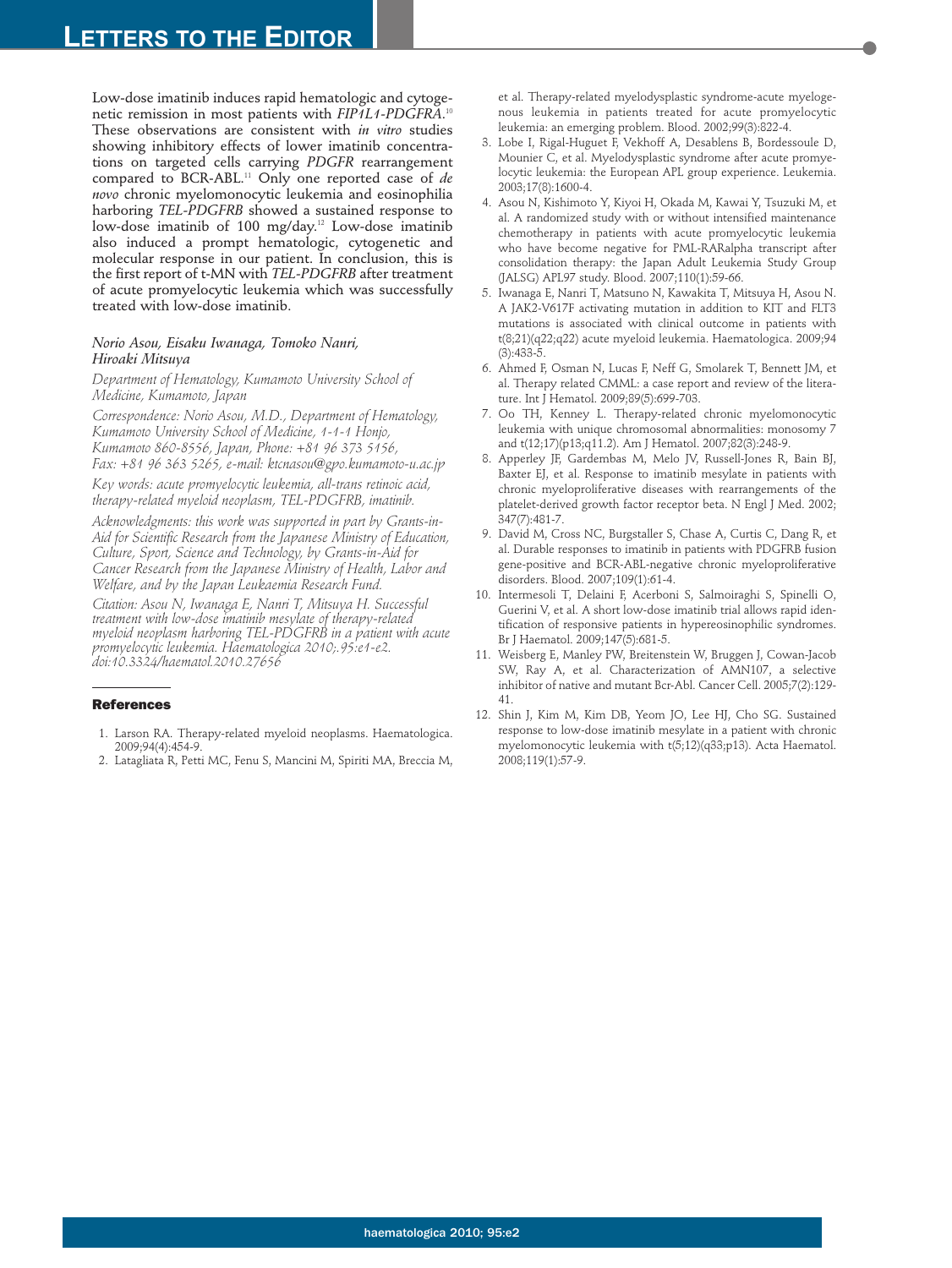Low-dose imatinib induces rapid hematologic and cytogenetic remission in most patients with *FIP1L1-PDGFRA*.[10] These observations are consistent with *in vitro* studies showing inhibitory effects of lower imatinib concentrations on targeted cells carrying *PDGFR* rearrangement compared to BCR-ABL.[11] Only one reported case of *de novo* chronic myelomonocytic leukemia and eosinophilia harboring *TEL-PDGFRB* showed a sustained response to low-dose imatinib of 100 mg/day.[12] Low-dose imatinib also induced a prompt hematologic, cytogenetic and molecular response in our patient. In conclusion, this is the first report of t-MN with *TEL-PDGFRB* after treatment of acute promyelocytic leukemia which was successfully treated with low-dose imatinib.

*Norio Asou, Eisaku Iwanaga, Tomoko Nanri, Hiroaki Mitsuya*

*Department of Hematology, Kumamoto University School of Medicine, Kumamoto, Japan*

*Correspondence: Norio Asou, M.D., Department of Hematology, Kumamoto University School of Medicine, 1-1-1 Honjo, Kumamoto 860-8556, Japan, Phone: +81 96 373 5156, Fax: +81 96 363 5265, e-mail: ktcnasou@gpo.kumamoto-u.ac.jp*

*Key words: acute promyelocytic leukemia, all-trans retinoic acid, therapy-related myeloid neoplasm, TEL-PDGFRB, imatinib.*

*Acknowledgments: this work was supported in part by Grants-in-Aid for Scientific Research from the Japanese Ministry of Education, Culture, Sport, Science and Technology, by Grants-in-Aid for Cancer Research from the Japanese Ministry of Health, Labor and Welfare, and by the Japan Leukaemia Research Fund.*

*Citation: Asou N, Iwanaga E, Nanri T, Mitsuya H. Successful treatment with low-dose imatinib mesylate of therapy-related myeloid neoplasm harboring TEL-PDGFRB in a patient with acute promyelocytic leukemia. Haematologica 2010;.95:e1-e2. doi:10.3324/haematol.2010.27656*

## References

1. Larson RA. Therapy-related myeloid neoplasms. Haematologica. 2009;94(4):454-9.
2. Latagliata R, Petti MC, Fenu S, Mancini M, Spiriti MA, Breccia M, et al. Therapy-related myelodysplastic syndrome-acute myelogenous leukemia in patients treated for acute promyelocytic leukemia: an emerging problem. Blood. 2002;99(3):822-4.
3. Lobe I, Rigal-Huguet F, Vekhoff A, Desablens B, Bordessoule D, Mounier C, et al. Myelodysplastic syndrome after acute promyelocytic leukemia: the European APL group experience. Leukemia. 2003;17(8):1600-4.
4. Asou N, Kishimoto Y, Kiyoi H, Okada M, Kawai Y, Tsuzuki M, et al. A randomized study with or without intensified maintenance chemotherapy in patients with acute promyelocytic leukemia who have become negative for PML-RARalpha transcript after consolidation therapy: the Japan Adult Leukemia Study Group (JALSG) APL97 study. Blood. 2007;110(1):59-66.
5. Iwanaga E, Nanri T, Matsuno N, Kawakita T, Mitsuya H, Asou N. A JAK2-V617F activating mutation in addition to KIT and FLT3 mutations is associated with clinical outcome in patients with t(8;21)(q22;q22) acute myeloid leukemia. Haematologica. 2009;94(3):433-5.
6. Ahmed F, Osman N, Lucas F, Neff G, Smolarek T, Bennett JM, et al. Therapy related CMML: a case report and review of the literature. Int J Hematol. 2009;89(5):699-703.
7. Oo TH, Kenney L. Therapy-related chronic myelomonocytic leukemia with unique chromosomal abnormalities: monosomy 7 and t(12;17)(p13;q11.2). Am J Hematol. 2007;82(3):248-9.
8. Apperley JF, Gardembas M, Melo JV, Russell-Jones R, Bain BJ, Baxter EJ, et al. Response to imatinib mesylate in patients with chronic myeloproliferative diseases with rearrangements of the platelet-derived growth factor receptor beta. N Engl J Med. 2002; 347(7):481-7.
9. David M, Cross NC, Burgstaller S, Chase A, Curtis C, Dang R, et al. Durable responses to imatinib in patients with PDGFRB fusion gene-positive and BCR-ABL-negative chronic myeloproliferative disorders. Blood. 2007;109(1):61-4.
10. Intermesoli T, Delaini F, Acerboni S, Salmoiraghi S, Spinelli O, Guerini V, et al. A short low-dose imatinib trial allows rapid identification of responsive patients in hypereosinophilic syndromes. Br J Haematol. 2009;147(5):681-5.
11. Weisberg E, Manley PW, Breitenstein W, Bruggen J, Cowan-Jacob SW, Ray A, et al. Characterization of AMN107, a selective inhibitor of native and mutant Bcr-Abl. Cancer Cell. 2005;7(2):129-41.
12. Shin J, Kim M, Kim DB, Yeom JO, Lee HJ, Cho SG. Sustained response to low-dose imatinib mesylate in a patient with chronic myelomonocytic leukemia with t(5;12)(q33;p13). Acta Haematol. 2008;119(1):57-9.